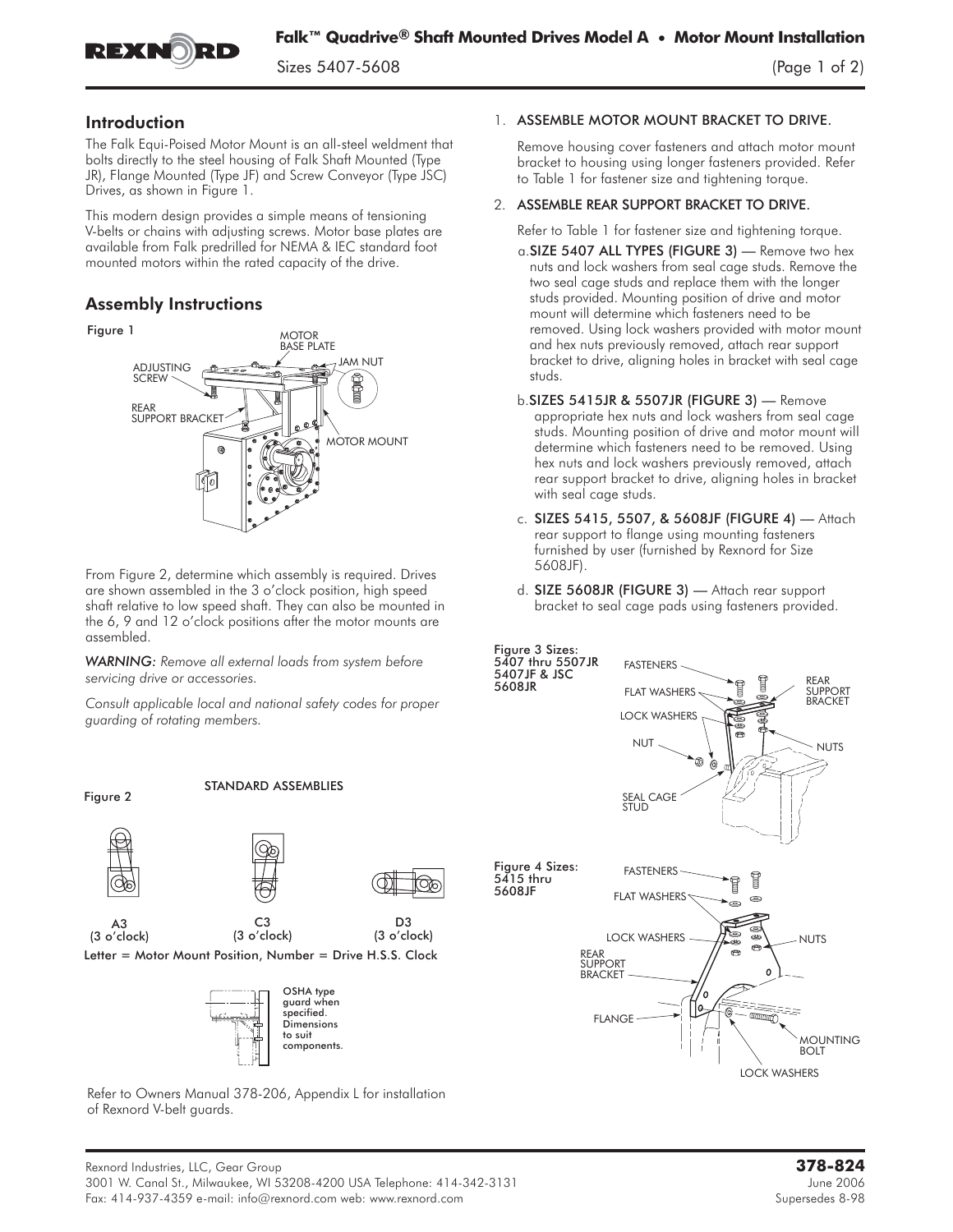# Falk™ Quadrive® Shaft Mounted Drives Model A • Motor Mount Installation

Sizes 5407-5608

## Introduction

The Falk Equi-Poised Motor Mount is an all-steel weldment that bolts directly to the steel housing of Falk Shaft Mounted (Type JR), Flange Mounted (Type JF) and Screw Conveyor (Type JSC) Drives, as shown in Figure 1.

This modern design provides a simple means of tensioning V-belts or chains with adjusting screws. Motor base plates are available from Falk predrilled for NEMA & IEC standard foot mounted motors within the rated capacity of the drive.

## Assembly Instructions

Figure 1

From Figure 2, determine which assembly is required. Drives are shown assembled in the 3 o'clock position, high speed shaft relative to low speed shaft. They can also be mounted in the 6, 9 and 12 o'clock positions after the motor mounts are assembled.

*WARNING: Remove all external loads from system before servicing drive or accessories.*

*Consult applicable local and national safety codes for proper guarding of rotating members.*

Figure 2 — STANDARD ASSEMBLIES

A3 (3 o'clock) C3 (3 o'clock) D3 (3 o'clock)

Letter = Motor Mount Position, Number = Drive H.S.S. Clock

OSHA type guard when specified. Dimensions to suit components.

Refer to Owners Manual 378-206, Appendix L for installation of Rexnord V-belt guards.

1. ASSEMBLE MOTOR MOUNT BRACKET TO DRIVE.

   Remove housing cover fasteners and attach motor mount bracket to housing using longer fasteners provided. Refer to Table 1 for fastener size and tightening torque.

2. ASSEMBLE REAR SUPPORT BRACKET TO DRIVE.

   Refer to Table 1 for fastener size and tightening torque.

   a. **SIZE 5407 ALL TYPES (FIGURE 3)** — Remove two hex nuts and lock washers from seal cage studs. Remove the two seal cage studs and replace them with the longer studs provided. Mounting position of drive and motor mount will determine which fasteners need to be removed. Using lock washers provided with motor mount and hex nuts previously removed, attach rear support bracket to drive, aligning holes in bracket with seal cage studs.

   b. **SIZES 5415JR & 5507JR (FIGURE 3)** — Remove appropriate hex nuts and lock washers from seal cage studs. Mounting position of drive and motor mount will determine which fasteners need to be removed. Using hex nuts and lock washers previously removed, attach rear support bracket to drive, aligning holes in bracket with seal cage studs.

   c. **SIZES 5415, 5507, & 5608JF (FIGURE 4)** — Attach rear support to flange using mounting fasteners furnished by user (furnished by Rexnord for Size 5608JF).

   d. **SIZE 5608JR (FIGURE 3)** — Attach rear support bracket to seal cage pads using fasteners provided.

Figure 3 Sizes: 5407 thru 5507JR 5407JF & JSC 5608JR

Figure 4 Sizes: 5415 thru 5608JF

Rexnord Industries, LLC, Gear Group
3001 W. Canal St., Milwaukee, WI 53208-4200 USA Telephone: 414-342-3131
Fax: 414-937-4359 e-mail: info@rexnord.com web: www.rexnord.com

**378-824**
June 2006
Supersedes 8-98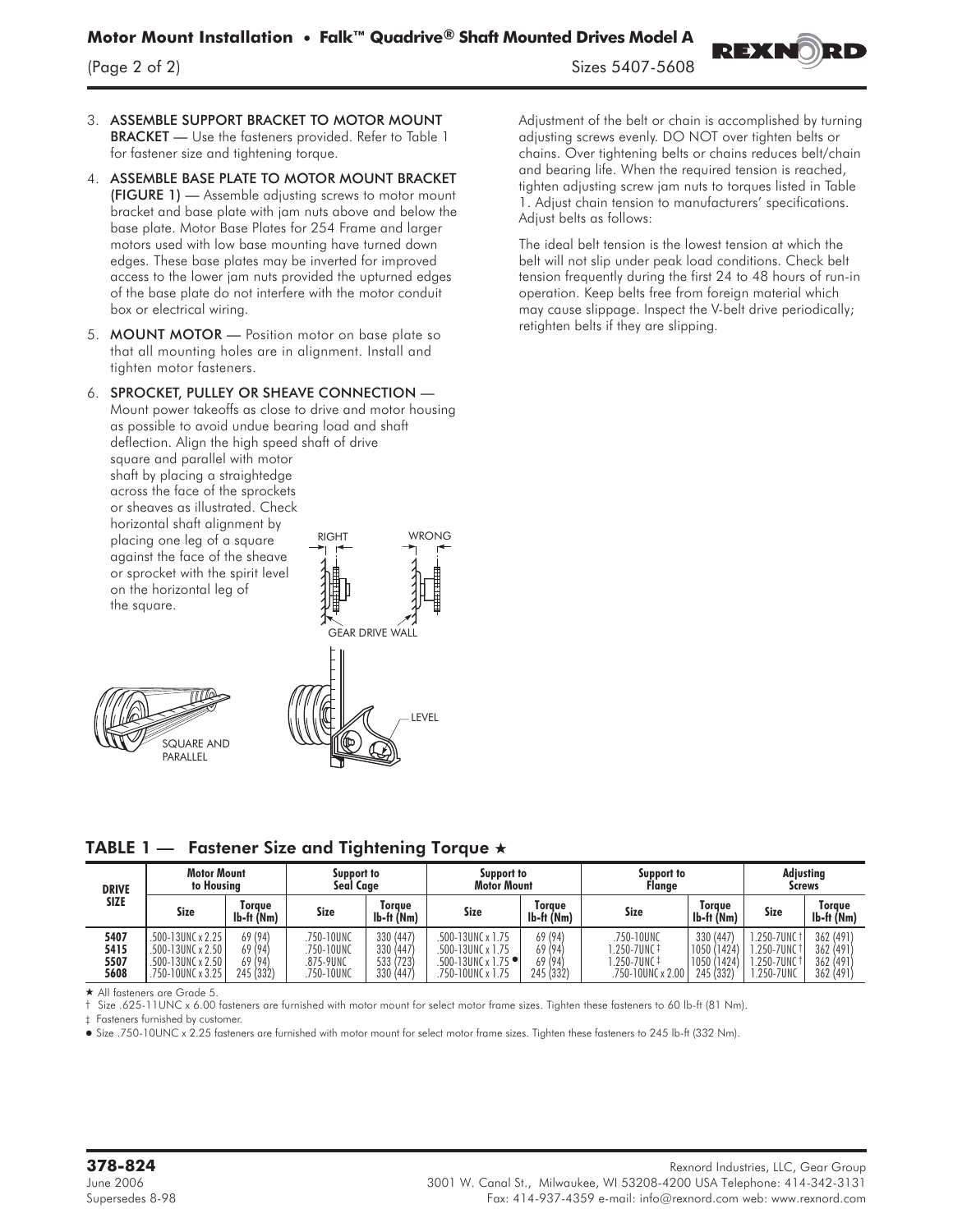3. **ASSEMBLE SUPPORT BRACKET TO MOTOR MOUNT BRACKET** — Use the fasteners provided. Refer to Table 1 for fastener size and tightening torque.
4. **ASSEMBLE BASE PLATE TO MOTOR MOUNT BRACKET (FIGURE 1)** — Assemble adjusting screws to motor mount bracket and base plate with jam nuts above and below the base plate. Motor Base Plates for 254 Frame and larger motors used with low base mounting have turned down edges. These base plates may be inverted for improved access to the lower jam nuts provided the upturned edges of the base plate do not interfere with the motor conduit box or electrical wiring.
5. **MOUNT MOTOR** — Position motor on base plate so that all mounting holes are in alignment. Install and tighten motor fasteners.
6. **SPROCKET, PULLEY OR SHEAVE CONNECTION** — Mount power takeoffs as close to drive and motor housing as possible to avoid undue bearing load and shaft deflection. Align the high speed shaft of drive square and parallel with motor shaft by placing a straightedge across the face of the sprockets or sheaves as illustrated. Check horizontal shaft alignment by placing one leg of a square against the face of the sheave or sprocket with the spirit level on the horizontal leg of the square.

RIGHT WRONG

GEAR DRIVE WALL

SQUARE AND PARALLEL

LEVEL

Adjustment of the belt or chain is accomplished by turning adjusting screws evenly. DO NOT over tighten belts or chains. Over tightening belts or chains reduces belt/chain and bearing life. When the required tension is reached, tighten adjusting screw jam nuts to torques listed in Table 1. Adjust chain tension to manufacturers' specifications. Adjust belts as follows:

The ideal belt tension is the lowest tension at which the belt will not slip under peak load conditions. Check belt tension frequently during the first 24 to 48 hours of run-in operation. Keep belts free from foreign material which may cause slippage. Inspect the V-belt drive periodically; retighten belts if they are slipping.

## TABLE 1 — Fastener Size and Tightening Torque ★

| DRIVE SIZE | Motor Mount to Housing | | Support to Seal Cage | | Support to Motor Mount | | Support to Flange | | Adjusting Screws | |
|---|---|---|---|---|---|---|---|---|---|---|
| | Size | Torque lb-ft (Nm) | Size | Torque lb-ft (Nm) | Size | Torque lb-ft (Nm) | Size | Torque lb-ft (Nm) | Size | Torque lb-ft (Nm) |
| 5407 | .500-13UNC x 2.25 | 69 (94) | .750-10UNC | 330 (447) | .500-13UNC x 1.75 | 69 (94) | .750-10UNC | 330 (447) | 1.250-7UNC † | 362 (491) |
| 5415 | .500-13UNC x 2.50 | 69 (94) | .750-10UNC | 330 (447) | .500-13UNC x 1.75 | 69 (94) | 1.250-7UNC ‡ | 1050 (1424) | 1.250-7UNC † | 362 (491) |
| 5507 | .500-13UNC x 2.50 | 69 (94) | .875-9UNC | 533 (723) | .500-13UNC x 1.75 ● | 69 (94) | 1.250-7UNC ‡ | 1050 (1424) | 1.250-7UNC † | 362 (491) |
| 5608 | .750-10UNC x 3.25 | 245 (332) | .750-10UNC | 330 (447) | .750-10UNC x 1.75 | 245 (332) | .750-10UNC x 2.00 | 245 (332) | 1.250-7UNC | 362 (491) |

★ All fasteners are Grade 5.

† Size .625-11UNC x 6.00 fasteners are furnished with motor mount for select motor frame sizes. Tighten these fasteners to 60 lb-ft (81 Nm).

‡ Fasteners furnished by customer.

● Size .750-10UNC x 2.25 fasteners are furnished with motor mount for select motor frame sizes. Tighten these fasteners to 245 lb-ft (332 Nm).

**378-824**
June 2006
Supersedes 8-98

Rexnord Industries, LLC, Gear Group
3001 W. Canal St., Milwaukee, WI 53208-4200 USA Telephone: 414-342-3131
Fax: 414-937-4359 e-mail: info@rexnord.com web: www.rexnord.com